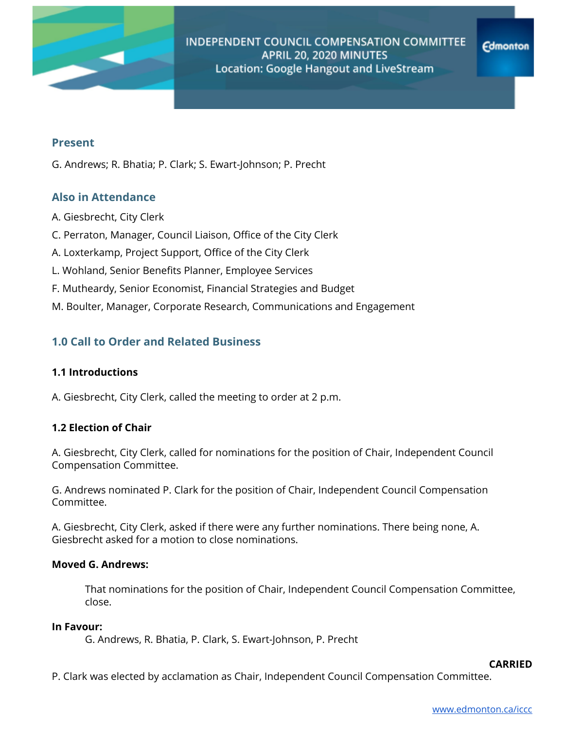# INDEPENDENT COUNCIL COMPENSATION COMMITTEE
# APRIL 20, 2020 MINUTES
Location: Google Hangout and LiveStream

## Present

G. Andrews; R. Bhatia; P. Clark; S. Ewart-Johnson; P. Precht

## Also in Attendance

A. Giesbrecht, City Clerk

C. Perraton, Manager, Council Liaison, Office of the City Clerk

A. Loxterkamp, Project Support, Office of the City Clerk

L. Wohland, Senior Benefits Planner, Employee Services

F. Mutheardy, Senior Economist, Financial Strategies and Budget

M. Boulter, Manager, Corporate Research, Communications and Engagement

## 1.0 Call to Order and Related Business

### 1.1 Introductions

A. Giesbrecht, City Clerk, called the meeting to order at 2 p.m.

### 1.2 Election of Chair

A. Giesbrecht, City Clerk, called for nominations for the position of Chair, Independent Council Compensation Committee.

G. Andrews nominated P. Clark for the position of Chair, Independent Council Compensation Committee.

A. Giesbrecht, City Clerk, asked if there were any further nominations. There being none, A. Giesbrecht asked for a motion to close nominations.

**Moved G. Andrews:**

> That nominations for the position of Chair, Independent Council Compensation Committee, close.

**In Favour:**

> G. Andrews, R. Bhatia, P. Clark, S. Ewart-Johnson, P. Precht

**CARRIED**

P. Clark was elected by acclamation as Chair, Independent Council Compensation Committee.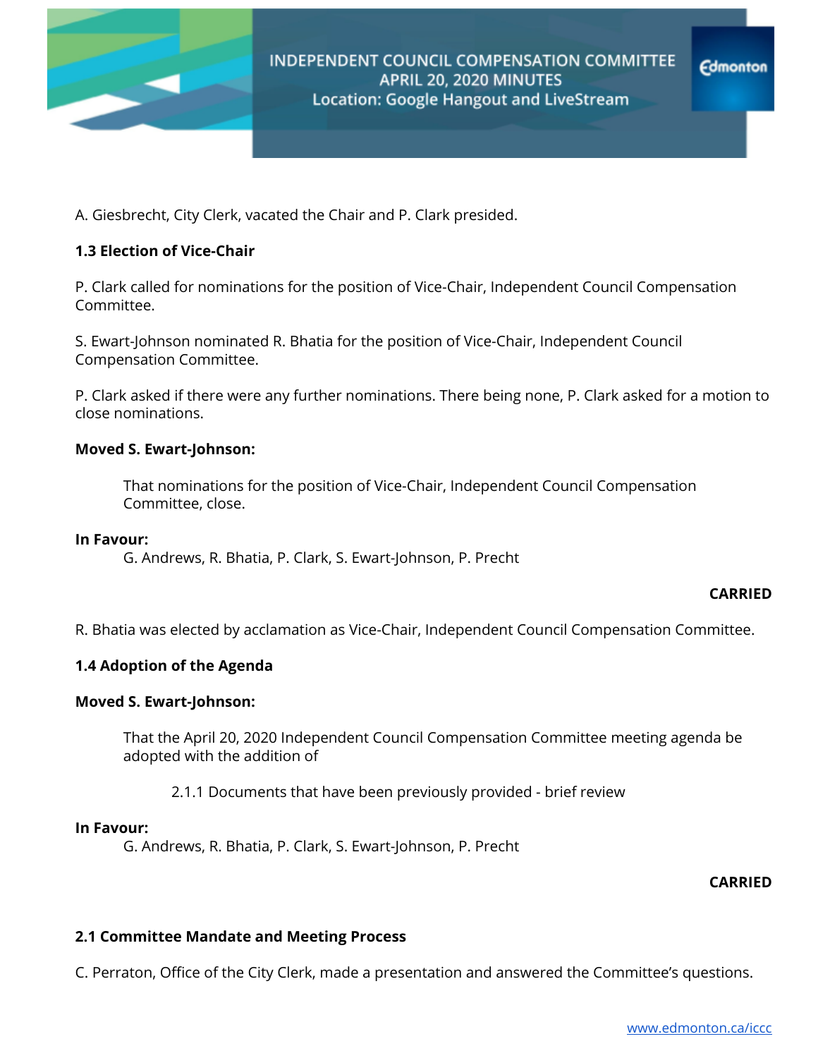A. Giesbrecht, City Clerk, vacated the Chair and P. Clark presided.

**1.3 Election of Vice-Chair**

P. Clark called for nominations for the position of Vice-Chair, Independent Council Compensation Committee.

S. Ewart-Johnson nominated R. Bhatia for the position of Vice-Chair, Independent Council Compensation Committee.

P. Clark asked if there were any further nominations. There being none, P. Clark asked for a motion to close nominations.

**Moved S. Ewart-Johnson:**

> That nominations for the position of Vice-Chair, Independent Council Compensation Committee, close.

**In Favour:**

> G. Andrews, R. Bhatia, P. Clark, S. Ewart-Johnson, P. Precht

**CARRIED**

R. Bhatia was elected by acclamation as Vice-Chair, Independent Council Compensation Committee.

**1.4 Adoption of the Agenda**

**Moved S. Ewart-Johnson:**

> That the April 20, 2020 Independent Council Compensation Committee meeting agenda be adopted with the addition of
>
> > 2.1.1 Documents that have been previously provided - brief review

**In Favour:**

> G. Andrews, R. Bhatia, P. Clark, S. Ewart-Johnson, P. Precht

**CARRIED**

**2.1 Committee Mandate and Meeting Process**

C. Perraton, Office of the City Clerk, made a presentation and answered the Committee's questions.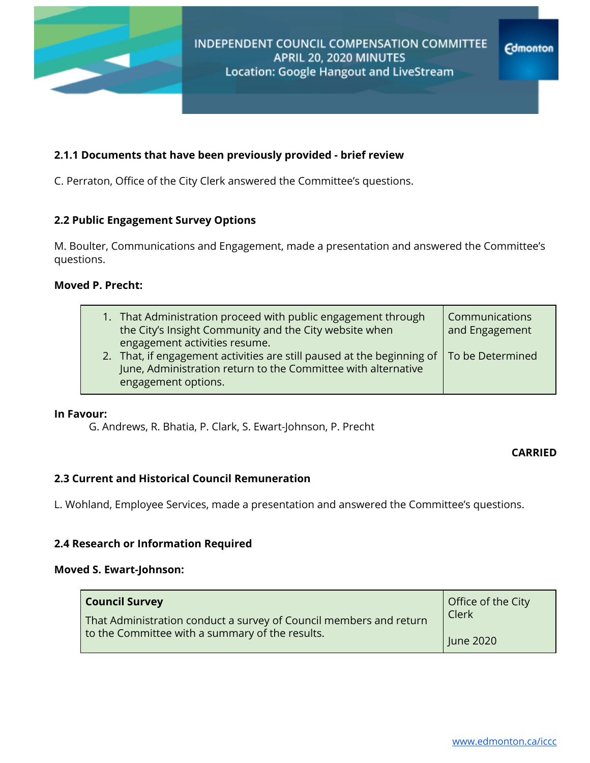### 2.1.1 Documents that have been previously provided - brief review

C. Perraton, Office of the City Clerk answered the Committee's questions.

### 2.2 Public Engagement Survey Options

M. Boulter, Communications and Engagement, made a presentation and answered the Committee's questions.

**Moved P. Precht:**

| | |
|---|---|
| 1. That Administration proceed with public engagement through the City's Insight Community and the City website when engagement activities resume. | Communications and Engagement |
| 2. That, if engagement activities are still paused at the beginning of June, Administration return to the Committee with alternative engagement options. | To be Determined |

**In Favour:**

G. Andrews, R. Bhatia, P. Clark, S. Ewart-Johnson, P. Precht

**CARRIED**

### 2.3 Current and Historical Council Remuneration

L. Wohland, Employee Services, made a presentation and answered the Committee's questions.

### 2.4 Research or Information Required

**Moved S. Ewart-Johnson:**

| | |
|---|---|
| **Council Survey**<br>That Administration conduct a survey of Council members and return to the Committee with a summary of the results. | Office of the City Clerk<br><br>June 2020 |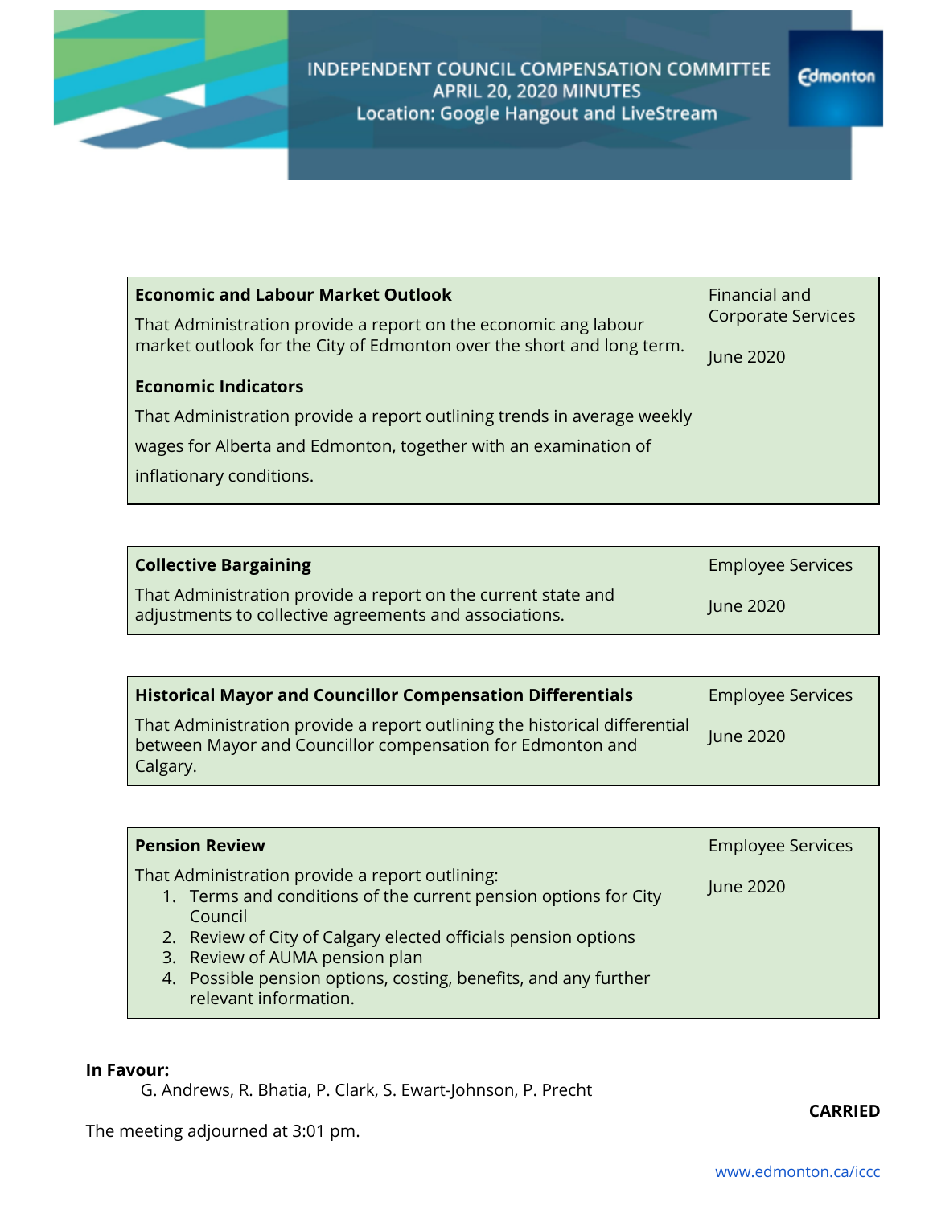| | |
|---|---|
| **Economic and Labour Market Outlook**<br>That Administration provide a report on the economic ang labour market outlook for the City of Edmonton over the short and long term.<br>**Economic Indicators**<br>That Administration provide a report outlining trends in average weekly wages for Alberta and Edmonton, together with an examination of inflationary conditions. | Financial and Corporate Services<br>June 2020 |

| | |
|---|---|
| **Collective Bargaining**<br>That Administration provide a report on the current state and adjustments to collective agreements and associations. | Employee Services<br>June 2020 |

| | |
|---|---|
| **Historical Mayor and Councillor Compensation Differentials**<br>That Administration provide a report outlining the historical differential between Mayor and Councillor compensation for Edmonton and Calgary. | Employee Services<br>June 2020 |

| | |
|---|---|
| **Pension Review**<br>That Administration provide a report outlining:<br>1. Terms and conditions of the current pension options for City Council<br>2. Review of City of Calgary elected officials pension options<br>3. Review of AUMA pension plan<br>4. Possible pension options, costing, benefits, and any further relevant information. | Employee Services<br>June 2020 |

**In Favour:**

G. Andrews, R. Bhatia, P. Clark, S. Ewart-Johnson, P. Precht

**CARRIED**

The meeting adjourned at 3:01 pm.